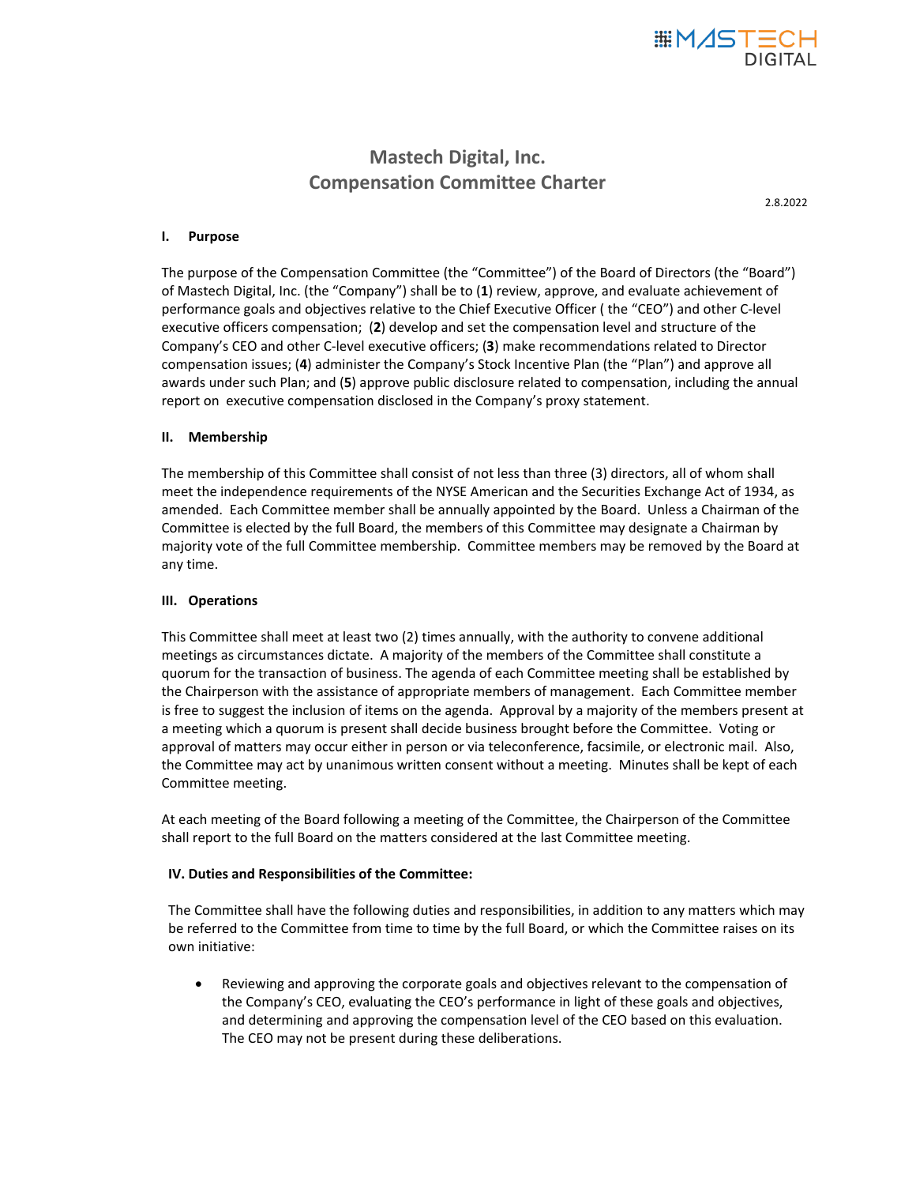# Mastech Digital, Inc.
# Compensation Committee Charter

2.8.2022

## I. Purpose

The purpose of the Compensation Committee (the "Committee") of the Board of Directors (the "Board") of Mastech Digital, Inc. (the "Company") shall be to (**1**) review, approve, and evaluate achievement of performance goals and objectives relative to the Chief Executive Officer ( the "CEO") and other C-level executive officers compensation; (**2**) develop and set the compensation level and structure of the Company's CEO and other C-level executive officers; (**3**) make recommendations related to Director compensation issues; (**4**) administer the Company's Stock Incentive Plan (the "Plan") and approve all awards under such Plan; and (**5**) approve public disclosure related to compensation, including the annual report on executive compensation disclosed in the Company's proxy statement.

## II. Membership

The membership of this Committee shall consist of not less than three (3) directors, all of whom shall meet the independence requirements of the NYSE American and the Securities Exchange Act of 1934, as amended. Each Committee member shall be annually appointed by the Board. Unless a Chairman of the Committee is elected by the full Board, the members of this Committee may designate a Chairman by majority vote of the full Committee membership. Committee members may be removed by the Board at any time.

## III. Operations

This Committee shall meet at least two (2) times annually, with the authority to convene additional meetings as circumstances dictate. A majority of the members of the Committee shall constitute a quorum for the transaction of business. The agenda of each Committee meeting shall be established by the Chairperson with the assistance of appropriate members of management. Each Committee member is free to suggest the inclusion of items on the agenda. Approval by a majority of the members present at a meeting which a quorum is present shall decide business brought before the Committee. Voting or approval of matters may occur either in person or via teleconference, facsimile, or electronic mail. Also, the Committee may act by unanimous written consent without a meeting. Minutes shall be kept of each Committee meeting.

At each meeting of the Board following a meeting of the Committee, the Chairperson of the Committee shall report to the full Board on the matters considered at the last Committee meeting.

## IV. Duties and Responsibilities of the Committee:

The Committee shall have the following duties and responsibilities, in addition to any matters which may be referred to the Committee from time to time by the full Board, or which the Committee raises on its own initiative:

- Reviewing and approving the corporate goals and objectives relevant to the compensation of the Company's CEO, evaluating the CEO's performance in light of these goals and objectives, and determining and approving the compensation level of the CEO based on this evaluation. The CEO may not be present during these deliberations.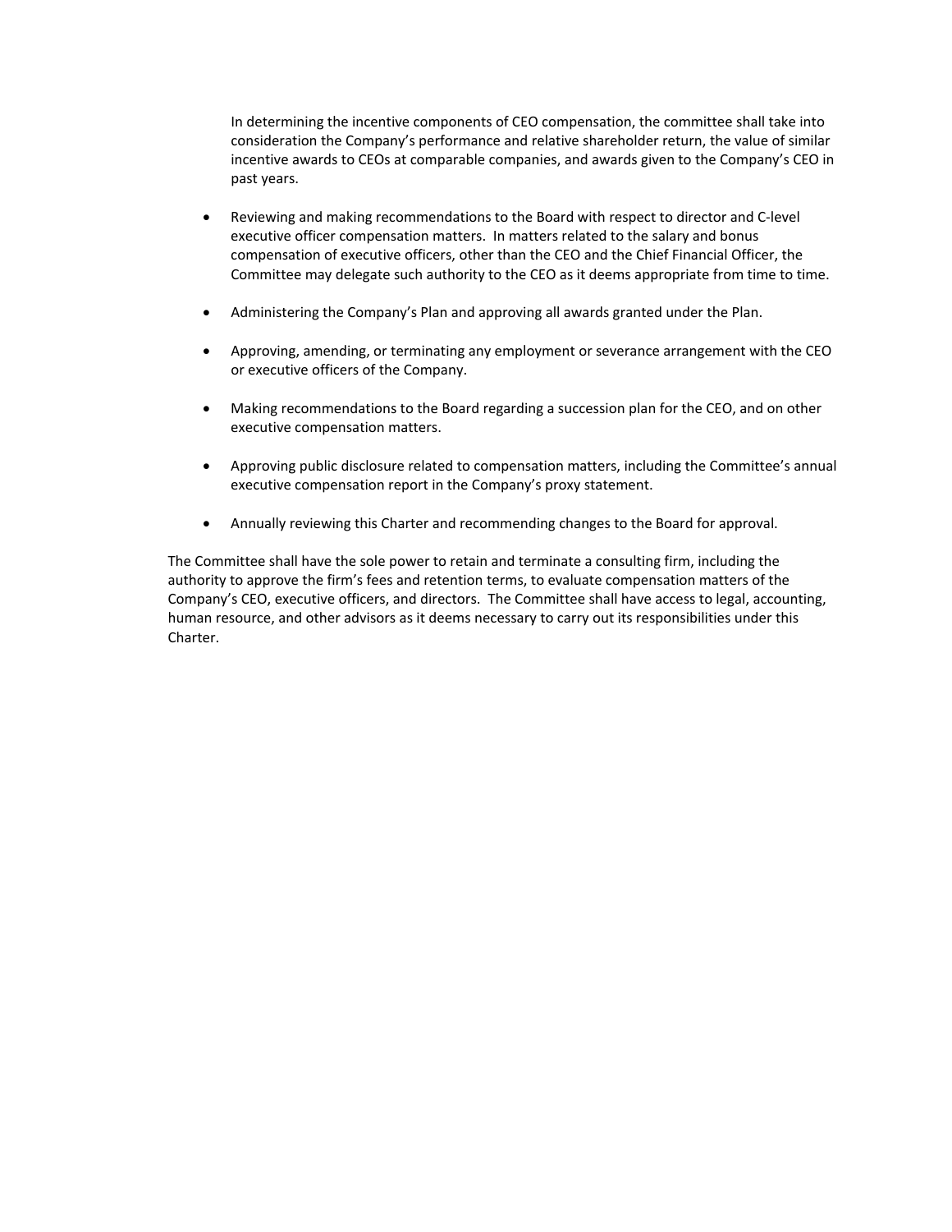In determining the incentive components of CEO compensation, the committee shall take into consideration the Company's performance and relative shareholder return, the value of similar incentive awards to CEOs at comparable companies, and awards given to the Company's CEO in past years.

- Reviewing and making recommendations to the Board with respect to director and C-level executive officer compensation matters. In matters related to the salary and bonus compensation of executive officers, other than the CEO and the Chief Financial Officer, the Committee may delegate such authority to the CEO as it deems appropriate from time to time.

- Administering the Company's Plan and approving all awards granted under the Plan.

- Approving, amending, or terminating any employment or severance arrangement with the CEO or executive officers of the Company.

- Making recommendations to the Board regarding a succession plan for the CEO, and on other executive compensation matters.

- Approving public disclosure related to compensation matters, including the Committee's annual executive compensation report in the Company's proxy statement.

- Annually reviewing this Charter and recommending changes to the Board for approval.

The Committee shall have the sole power to retain and terminate a consulting firm, including the authority to approve the firm's fees and retention terms, to evaluate compensation matters of the Company's CEO, executive officers, and directors. The Committee shall have access to legal, accounting, human resource, and other advisors as it deems necessary to carry out its responsibilities under this Charter.